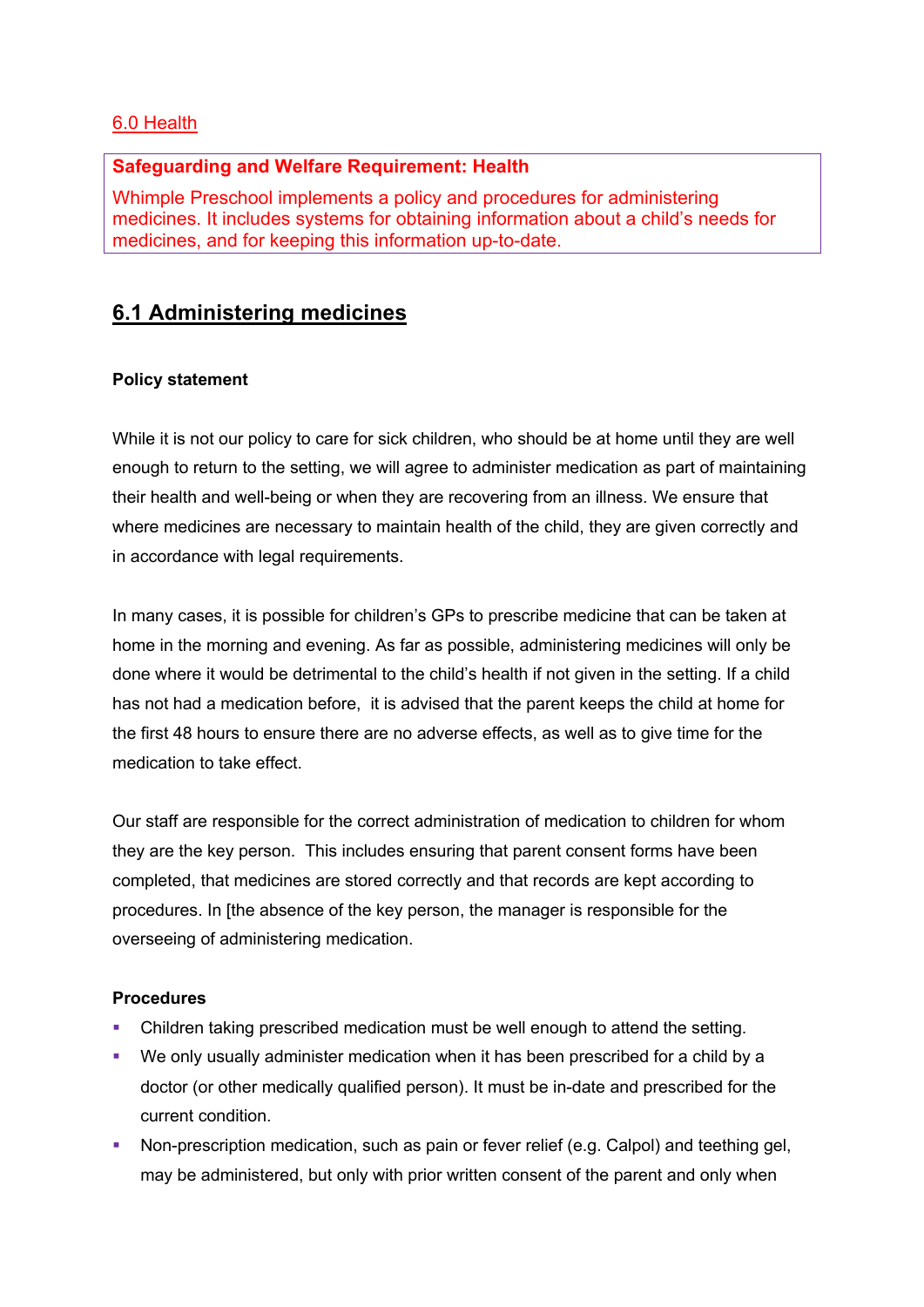## 6.0 Health

**Safeguarding and Welfare Requirement: Health**

Whimple Preschool implements a policy and procedures for administering medicines. It includes systems for obtaining information about a child's needs for medicines, and for keeping this information up-to-date.

## 6.1 Administering medicines

**Policy statement**

While it is not our policy to care for sick children, who should be at home until they are well enough to return to the setting, we will agree to administer medication as part of maintaining their health and well-being or when they are recovering from an illness. We ensure that where medicines are necessary to maintain health of the child, they are given correctly and in accordance with legal requirements.

In many cases, it is possible for children's GPs to prescribe medicine that can be taken at home in the morning and evening. As far as possible, administering medicines will only be done where it would be detrimental to the child's health if not given in the setting. If a child has not had a medication before, it is advised that the parent keeps the child at home for the first 48 hours to ensure there are no adverse effects, as well as to give time for the medication to take effect.

Our staff are responsible for the correct administration of medication to children for whom they are the key person. This includes ensuring that parent consent forms have been completed, that medicines are stored correctly and that records are kept according to procedures. In [the absence of the key person, the manager is responsible for the overseeing of administering medication.

**Procedures**

- Children taking prescribed medication must be well enough to attend the setting.
- We only usually administer medication when it has been prescribed for a child by a doctor (or other medically qualified person). It must be in-date and prescribed for the current condition.
- Non-prescription medication, such as pain or fever relief (e.g. Calpol) and teething gel, may be administered, but only with prior written consent of the parent and only when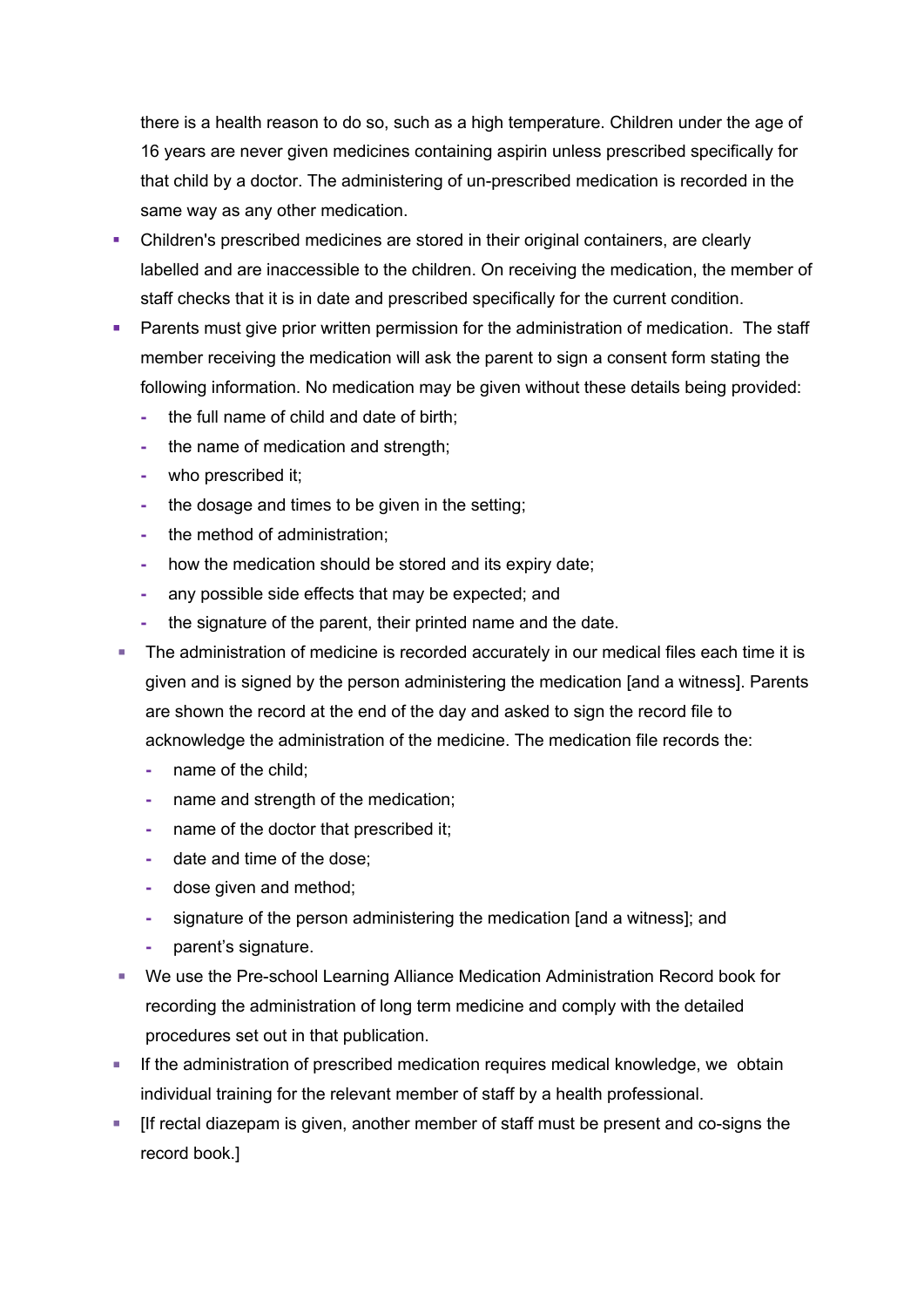there is a health reason to do so, such as a high temperature. Children under the age of 16 years are never given medicines containing aspirin unless prescribed specifically for that child by a doctor. The administering of un-prescribed medication is recorded in the same way as any other medication.

- Children's prescribed medicines are stored in their original containers, are clearly labelled and are inaccessible to the children. On receiving the medication, the member of staff checks that it is in date and prescribed specifically for the current condition.
- Parents must give prior written permission for the administration of medication. The staff member receiving the medication will ask the parent to sign a consent form stating the following information. No medication may be given without these details being provided:
  - the full name of child and date of birth;
  - the name of medication and strength;
  - who prescribed it;
  - the dosage and times to be given in the setting;
  - the method of administration;
  - how the medication should be stored and its expiry date;
  - any possible side effects that may be expected; and
  - the signature of the parent, their printed name and the date.
- The administration of medicine is recorded accurately in our medical files each time it is given and is signed by the person administering the medication [and a witness]. Parents are shown the record at the end of the day and asked to sign the record file to acknowledge the administration of the medicine. The medication file records the:
  - name of the child;
  - name and strength of the medication;
  - name of the doctor that prescribed it;
  - date and time of the dose;
  - dose given and method;
  - signature of the person administering the medication [and a witness]; and
  - parent's signature.
- We use the Pre-school Learning Alliance Medication Administration Record book for recording the administration of long term medicine and comply with the detailed procedures set out in that publication.
- If the administration of prescribed medication requires medical knowledge, we obtain individual training for the relevant member of staff by a health professional.
- [If rectal diazepam is given, another member of staff must be present and co-signs the record book.]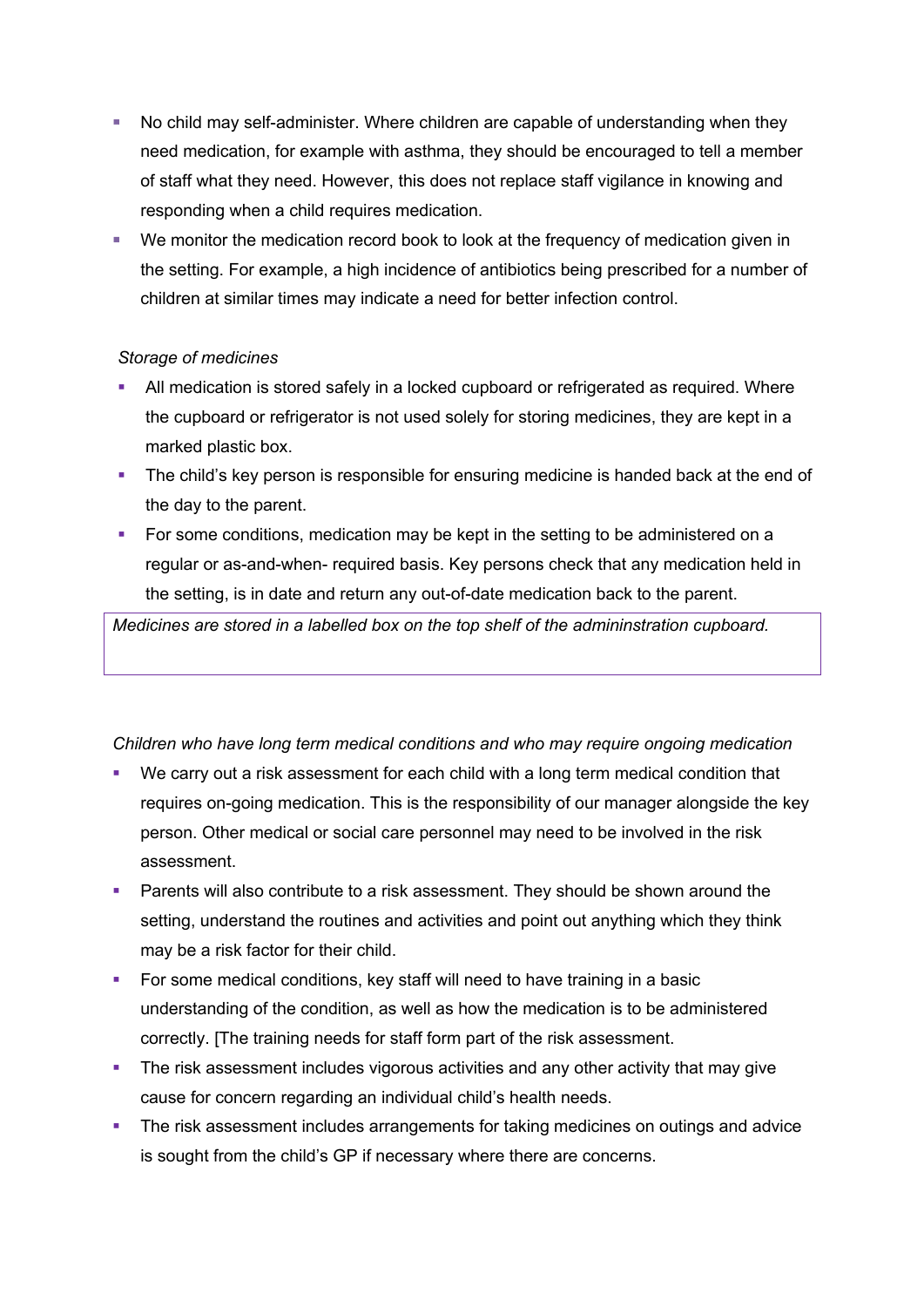- No child may self-administer. Where children are capable of understanding when they need medication, for example with asthma, they should be encouraged to tell a member of staff what they need. However, this does not replace staff vigilance in knowing and responding when a child requires medication.
- We monitor the medication record book to look at the frequency of medication given in the setting. For example, a high incidence of antibiotics being prescribed for a number of children at similar times may indicate a need for better infection control.

*Storage of medicines*

- All medication is stored safely in a locked cupboard or refrigerated as required. Where the cupboard or refrigerator is not used solely for storing medicines, they are kept in a marked plastic box.
- The child's key person is responsible for ensuring medicine is handed back at the end of the day to the parent.
- For some conditions, medication may be kept in the setting to be administered on a regular or as-and-when- required basis. Key persons check that any medication held in the setting, is in date and return any out-of-date medication back to the parent.

*Medicines are stored in a labelled box on the top shelf of the admininstration cupboard.*

*Children who have long term medical conditions and who may require ongoing medication*

- We carry out a risk assessment for each child with a long term medical condition that requires on-going medication. This is the responsibility of our manager alongside the key person. Other medical or social care personnel may need to be involved in the risk assessment.
- Parents will also contribute to a risk assessment. They should be shown around the setting, understand the routines and activities and point out anything which they think may be a risk factor for their child.
- For some medical conditions, key staff will need to have training in a basic understanding of the condition, as well as how the medication is to be administered correctly. [The training needs for staff form part of the risk assessment.
- The risk assessment includes vigorous activities and any other activity that may give cause for concern regarding an individual child's health needs.
- The risk assessment includes arrangements for taking medicines on outings and advice is sought from the child's GP if necessary where there are concerns.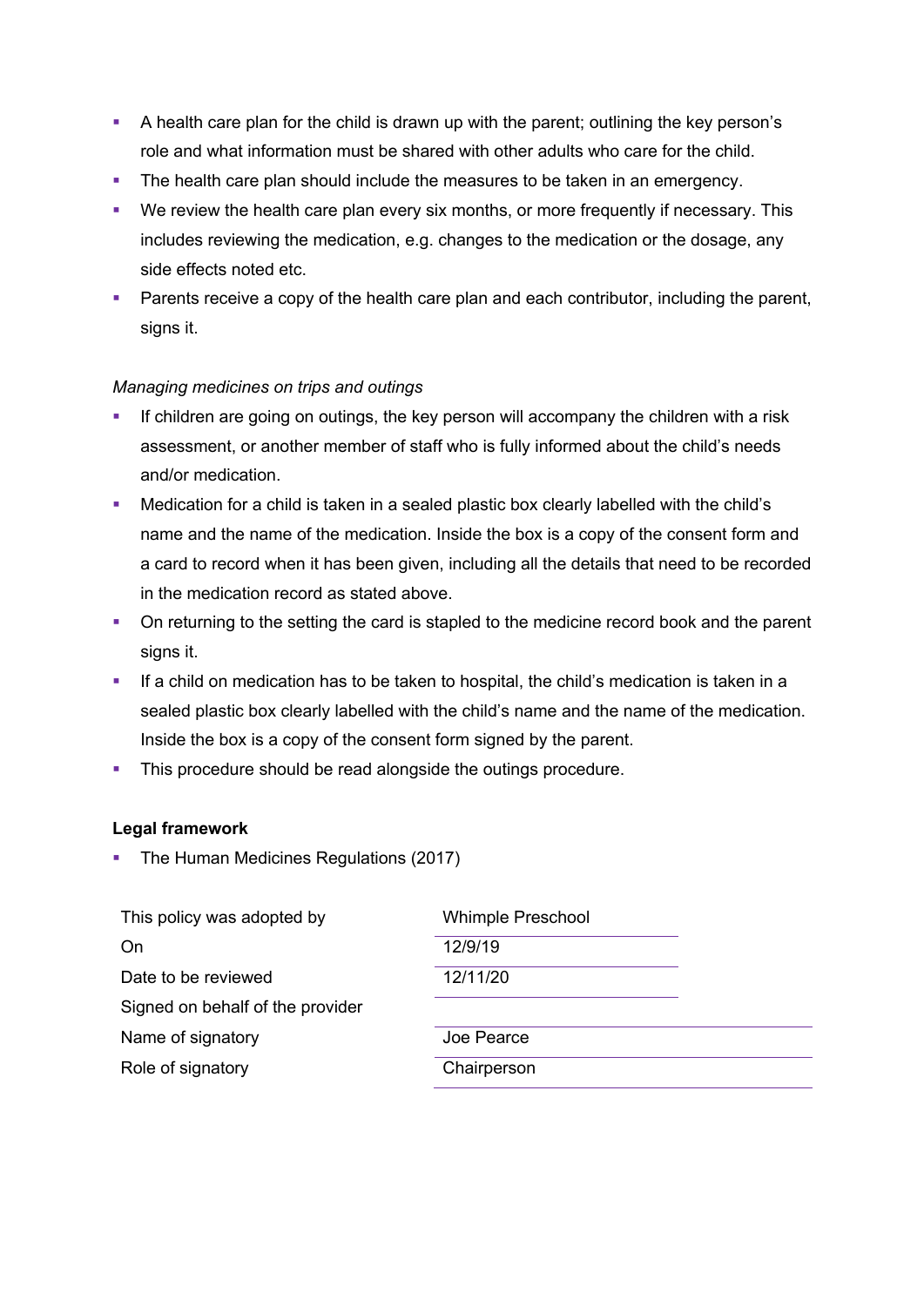- A health care plan for the child is drawn up with the parent; outlining the key person's role and what information must be shared with other adults who care for the child.
- The health care plan should include the measures to be taken in an emergency.
- We review the health care plan every six months, or more frequently if necessary. This includes reviewing the medication, e.g. changes to the medication or the dosage, any side effects noted etc.
- Parents receive a copy of the health care plan and each contributor, including the parent, signs it.

*Managing medicines on trips and outings*

- If children are going on outings, the key person will accompany the children with a risk assessment, or another member of staff who is fully informed about the child's needs and/or medication.
- Medication for a child is taken in a sealed plastic box clearly labelled with the child's name and the name of the medication. Inside the box is a copy of the consent form and a card to record when it has been given, including all the details that need to be recorded in the medication record as stated above.
- On returning to the setting the card is stapled to the medicine record book and the parent signs it.
- If a child on medication has to be taken to hospital, the child's medication is taken in a sealed plastic box clearly labelled with the child's name and the name of the medication. Inside the box is a copy of the consent form signed by the parent.
- This procedure should be read alongside the outings procedure.

**Legal framework**

- The Human Medicines Regulations (2017)

| | |
|---|---|
| This policy was adopted by | Whimple Preschool |
| On | 12/9/19 |
| Date to be reviewed | 12/11/20 |
| Signed on behalf of the provider | |
| Name of signatory | Joe Pearce |
| Role of signatory | Chairperson |